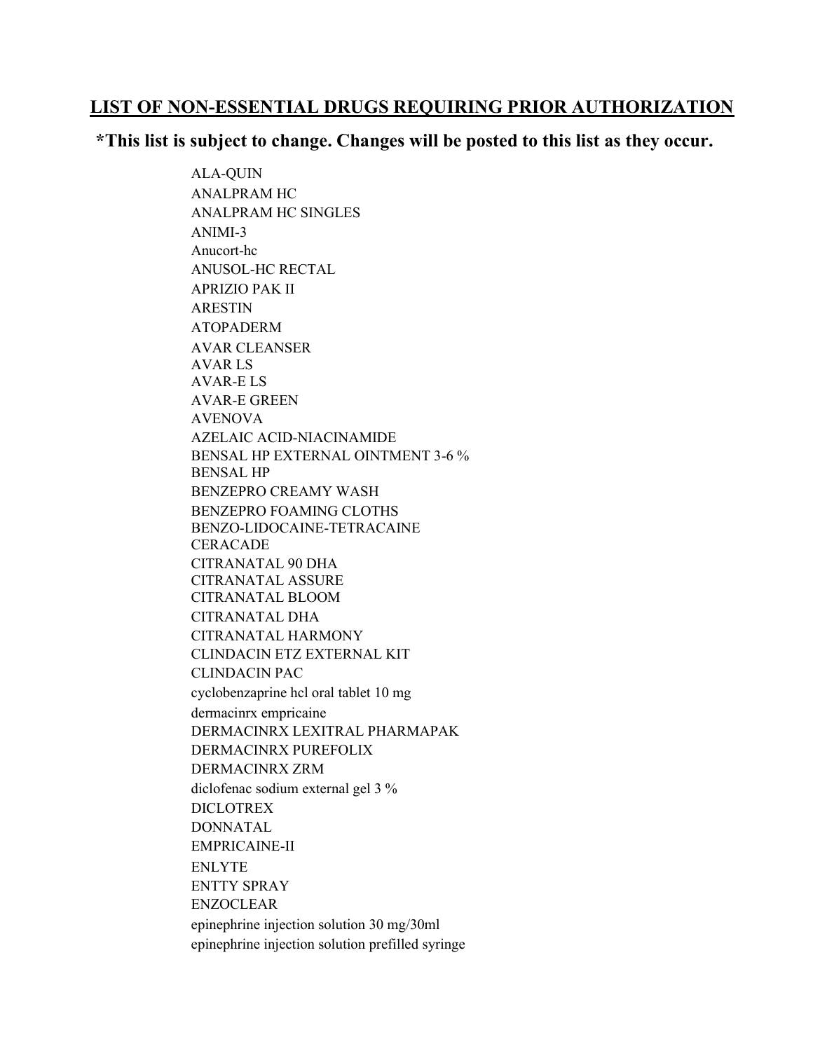# LIST OF NON-ESSENTIAL DRUGS REQUIRING PRIOR AUTHORIZATION

**\*This list is subject to change. Changes will be posted to this list as they occur.**

ALA-QUIN
ANALPRAM HC
ANALPRAM HC SINGLES
ANIMI-3
Anucort-hc
ANUSOL-HC RECTAL
APRIZIO PAK II
ARESTIN
ATOPADERM
AVAR CLEANSER
AVAR LS
AVAR-E LS
AVAR-E GREEN
AVENOVA
AZELAIC ACID-NIACINAMIDE
BENSAL HP EXTERNAL OINTMENT 3-6 %
BENSAL HP
BENZEPRO CREAMY WASH
BENZEPRO FOAMING CLOTHS
BENZO-LIDOCAINE-TETRACAINE
CERACADE
CITRANATAL 90 DHA
CITRANATAL ASSURE
CITRANATAL BLOOM
CITRANATAL DHA
CITRANATAL HARMONY
CLINDACIN ETZ EXTERNAL KIT
CLINDACIN PAC
cyclobenzaprine hcl oral tablet 10 mg
dermacinrx empricaine
DERMACINRX LEXITRAL PHARMAPAK
DERMACINRX PUREFOLIX
DERMACINRX ZRM
diclofenac sodium external gel 3 %
DICLOTREX
DONNATAL
EMPRICAINE-II
ENLYTE
ENTTY SPRAY
ENZOCLEAR
epinephrine injection solution 30 mg/30ml
epinephrine injection solution prefilled syringe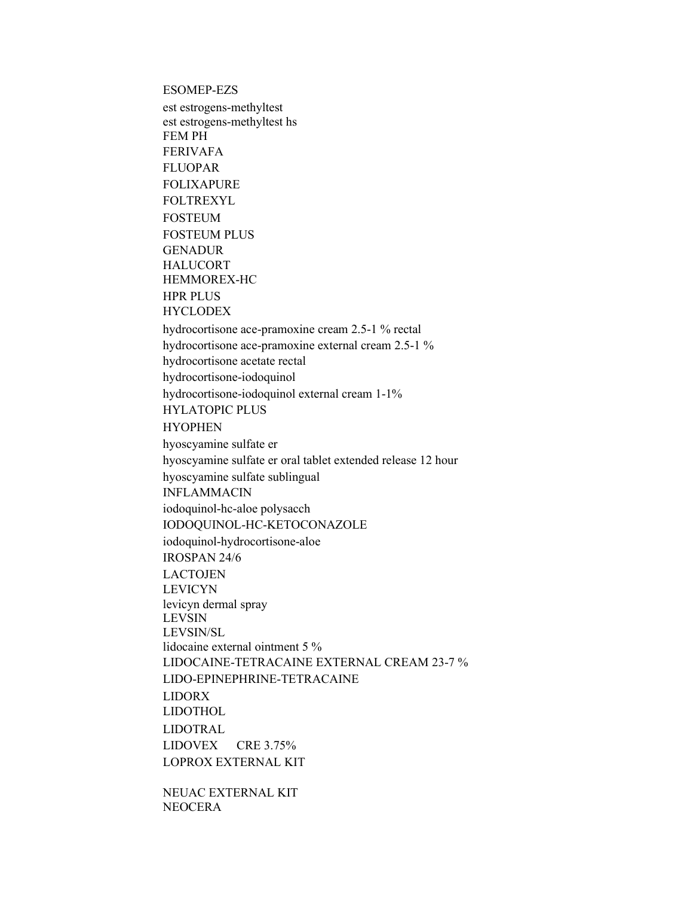ESOMEP-EZS
est estrogens-methyltest
est estrogens-methyltest hs
FEM PH
FERIVAFA
FLUOPAR
FOLIXAPURE
FOLTREXYL
FOSTEUM
FOSTEUM PLUS
GENADUR
HALUCORT
HEMMOREX-HC
HPR PLUS
HYCLODEX
hydrocortisone ace-pramoxine cream 2.5-1 % rectal
hydrocortisone ace-pramoxine external cream 2.5-1 %
hydrocortisone acetate rectal
hydrocortisone-iodoquinol
hydrocortisone-iodoquinol external cream 1-1%
HYLATOPIC PLUS
HYOPHEN
hyoscyamine sulfate er
hyoscyamine sulfate er oral tablet extended release 12 hour
hyoscyamine sulfate sublingual
INFLAMMACIN
iodoquinol-hc-aloe polysacch
IODOQUINOL-HC-KETOCONAZOLE
iodoquinol-hydrocortisone-aloe
IROSPAN 24/6
LACTOJEN
LEVICYN
levicyn dermal spray
LEVSIN
LEVSIN/SL
lidocaine external ointment 5 %
LIDOCAINE-TETRACAINE EXTERNAL CREAM 23-7 %
LIDO-EPINEPHRINE-TETRACAINE
LIDORX
LIDOTHOL
LIDOTRAL
LIDOVEX CRE 3.75%
LOPROX EXTERNAL KIT

NEUAC EXTERNAL KIT
NEOCERA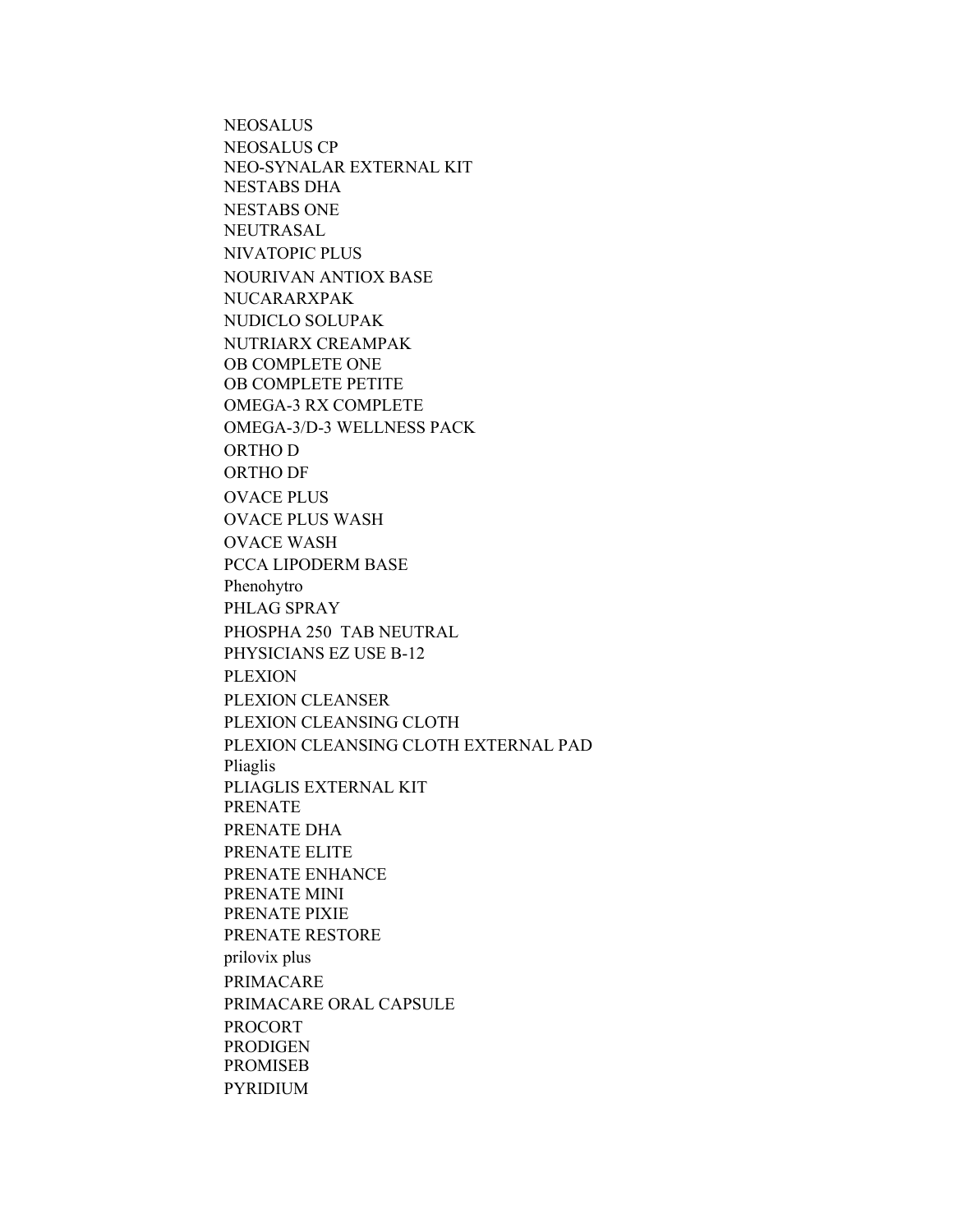NEOSALUS
NEOSALUS CP
NEO-SYNALAR EXTERNAL KIT
NESTABS DHA
NESTABS ONE
NEUTRASAL
NIVATOPIC PLUS
NOURIVAN ANTIOX BASE
NUCARARXPAK
NUDICLO SOLUPAK
NUTRIARX CREAMPAK
OB COMPLETE ONE
OB COMPLETE PETITE
OMEGA-3 RX COMPLETE
OMEGA-3/D-3 WELLNESS PACK
ORTHO D
ORTHO DF
OVACE PLUS
OVACE PLUS WASH
OVACE WASH
PCCA LIPODERM BASE
Phenohytro
PHLAG SPRAY
PHOSPHA 250 TAB NEUTRAL
PHYSICIANS EZ USE B-12
PLEXION
PLEXION CLEANSER
PLEXION CLEANSING CLOTH
PLEXION CLEANSING CLOTH EXTERNAL PAD
Pliaglis
PLIAGLIS EXTERNAL KIT
PRENATE
PRENATE DHA
PRENATE ELITE
PRENATE ENHANCE
PRENATE MINI
PRENATE PIXIE
PRENATE RESTORE
prilovix plus
PRIMACARE
PRIMACARE ORAL CAPSULE
PROCORT
PRODIGEN
PROMISEB
PYRIDIUM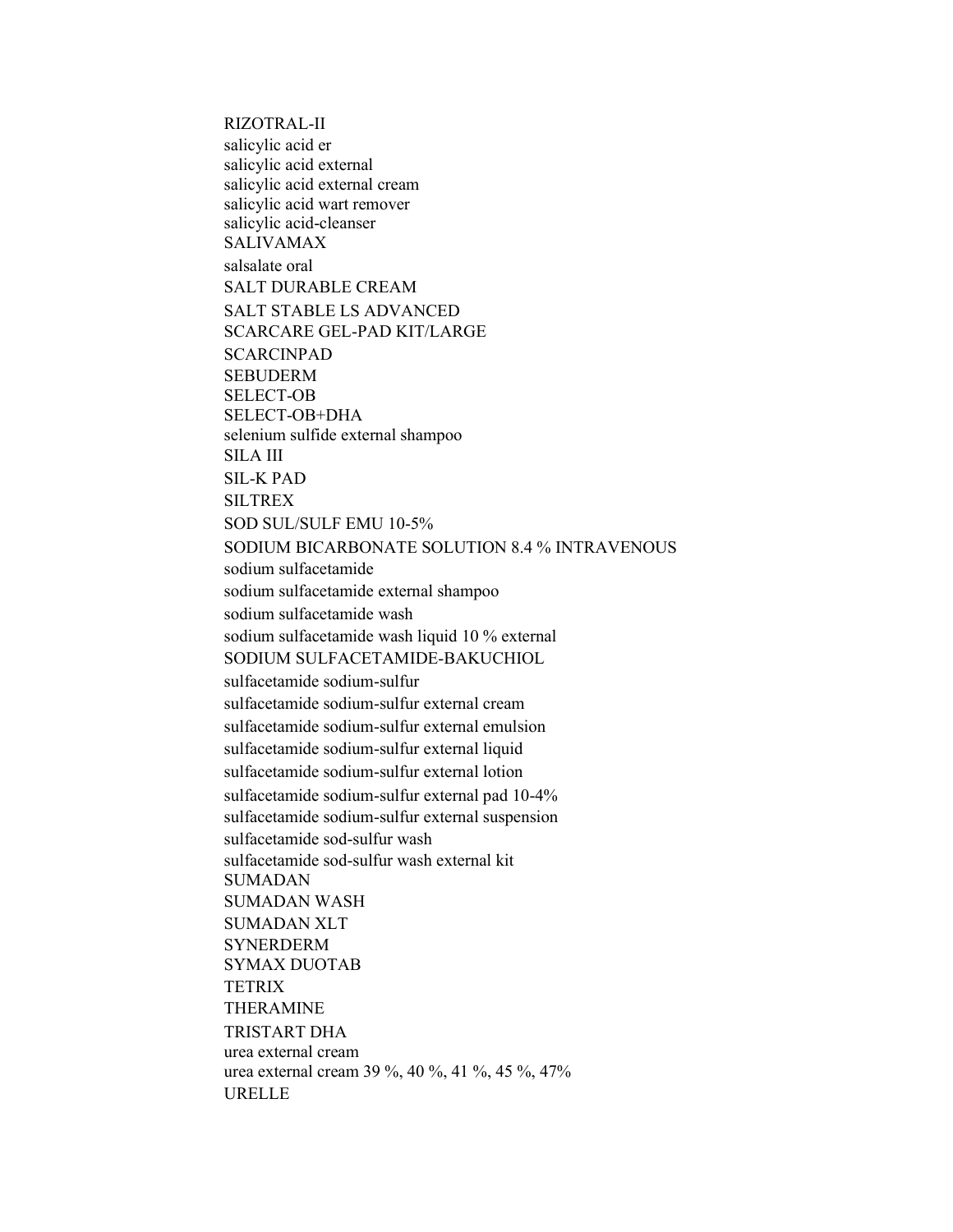RIZOTRAL-II
salicylic acid er
salicylic acid external
salicylic acid external cream
salicylic acid wart remover
salicylic acid-cleanser
SALIVAMAX
salsalate oral
SALT DURABLE CREAM
SALT STABLE LS ADVANCED
SCARCARE GEL-PAD KIT/LARGE
SCARCINPAD
SEBUDERM
SELECT-OB
SELECT-OB+DHA
selenium sulfide external shampoo
SILA III
SIL-K PAD
SILTREX
SOD SUL/SULF EMU 10-5%
SODIUM BICARBONATE SOLUTION 8.4 % INTRAVENOUS
sodium sulfacetamide
sodium sulfacetamide external shampoo
sodium sulfacetamide wash
sodium sulfacetamide wash liquid 10 % external
SODIUM SULFACETAMIDE-BAKUCHIOL
sulfacetamide sodium-sulfur
sulfacetamide sodium-sulfur external cream
sulfacetamide sodium-sulfur external emulsion
sulfacetamide sodium-sulfur external liquid
sulfacetamide sodium-sulfur external lotion
sulfacetamide sodium-sulfur external pad 10-4%
sulfacetamide sodium-sulfur external suspension
sulfacetamide sod-sulfur wash
sulfacetamide sod-sulfur wash external kit
SUMADAN
SUMADAN WASH
SUMADAN XLT
SYNERDERM
SYMAX DUOTAB
TETRIX
THERAMINE
TRISTART DHA
urea external cream
urea external cream 39 %, 40 %, 41 %, 45 %, 47%
URELLE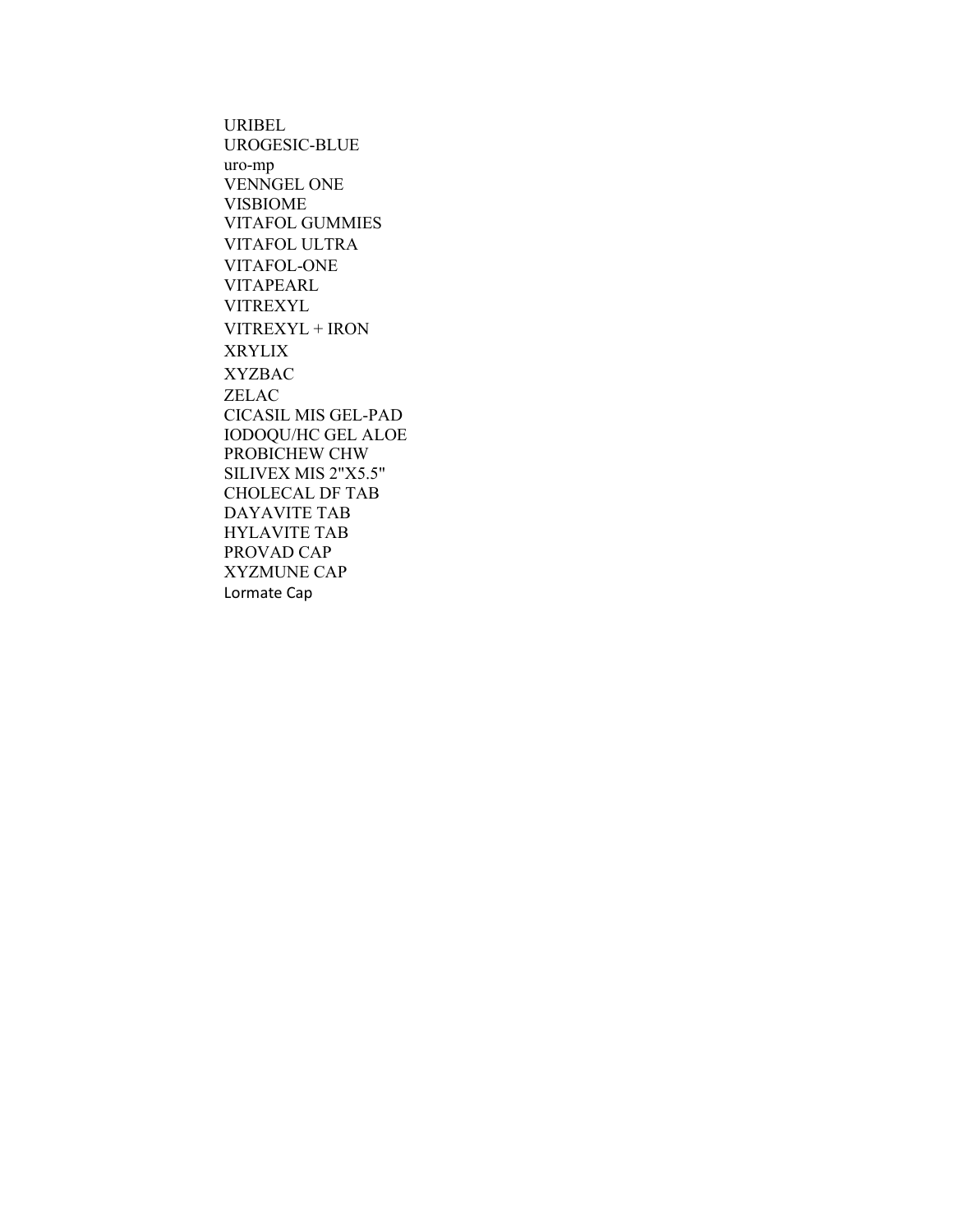URIBEL
UROGESIC-BLUE
uro-mp
VENNGEL ONE
VISBIOME
VITAFOL GUMMIES
VITAFOL ULTRA
VITAFOL-ONE
VITAPEARL
VITREXYL
VITREXYL + IRON
XRYLIX
XYZBAC
ZELAC
CICASIL MIS GEL-PAD
IODOQU/HC GEL ALOE
PROBICHEW CHW
SILIVEX MIS 2"X5.5"
CHOLECAL DF TAB
DAYAVITE TAB
HYLAVITE TAB
PROVAD CAP
XYZMUNE CAP
Lormate Cap